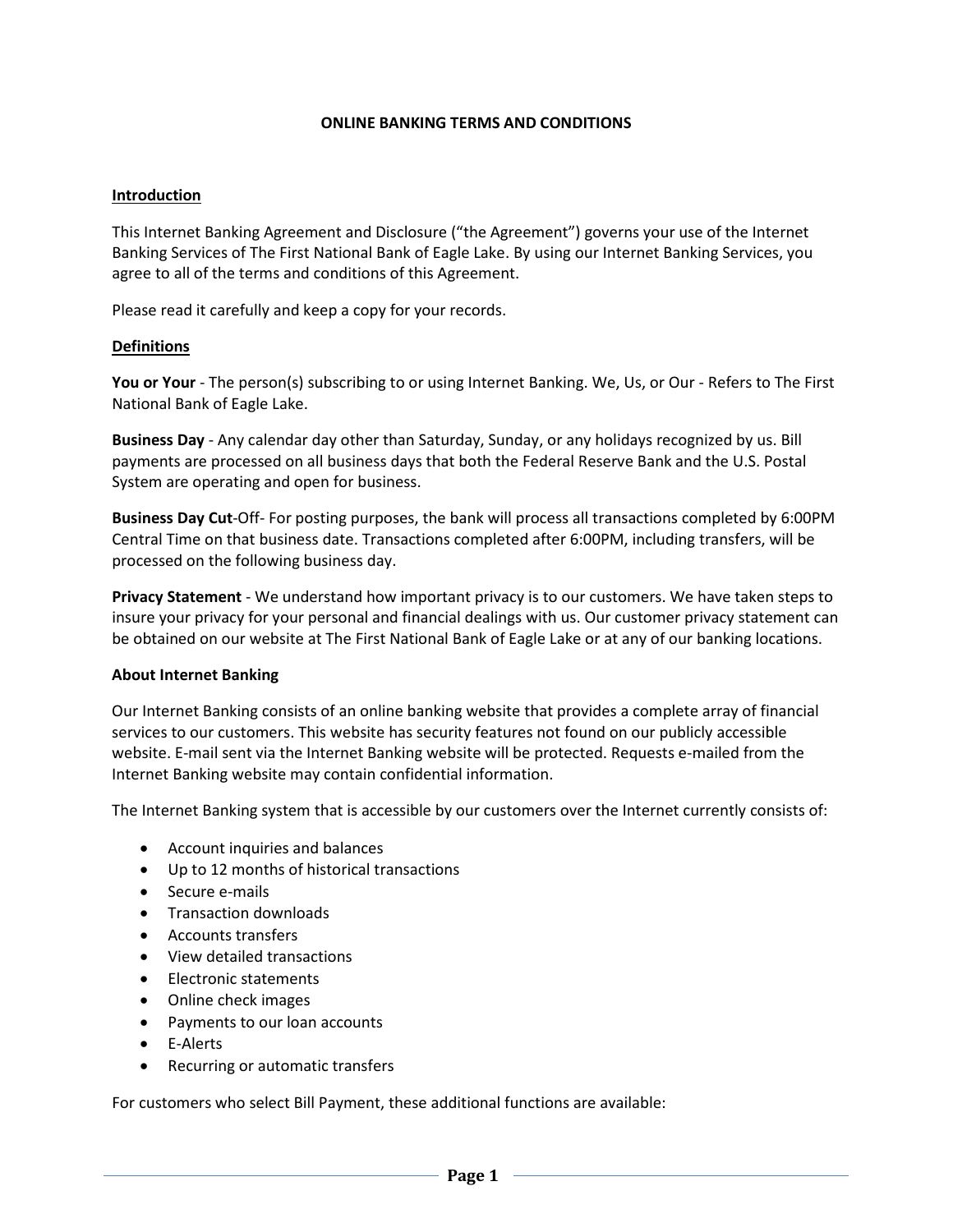# ONLINE BANKING TERMS AND CONDITIONS

## Introduction

This Internet Banking Agreement and Disclosure ("the Agreement") governs your use of the Internet Banking Services of The First National Bank of Eagle Lake. By using our Internet Banking Services, you agree to all of the terms and conditions of this Agreement.

Please read it carefully and keep a copy for your records.

## Definitions

**You or Your** - The person(s) subscribing to or using Internet Banking. We, Us, or Our - Refers to The First National Bank of Eagle Lake.

**Business Day** - Any calendar day other than Saturday, Sunday, or any holidays recognized by us. Bill payments are processed on all business days that both the Federal Reserve Bank and the U.S. Postal System are operating and open for business.

**Business Day Cut**-Off- For posting purposes, the bank will process all transactions completed by 6:00PM Central Time on that business date. Transactions completed after 6:00PM, including transfers, will be processed on the following business day.

**Privacy Statement** - We understand how important privacy is to our customers. We have taken steps to insure your privacy for your personal and financial dealings with us. Our customer privacy statement can be obtained on our website at The First National Bank of Eagle Lake or at any of our banking locations.

### About Internet Banking

Our Internet Banking consists of an online banking website that provides a complete array of financial services to our customers. This website has security features not found on our publicly accessible website. E-mail sent via the Internet Banking website will be protected. Requests e-mailed from the Internet Banking website may contain confidential information.

The Internet Banking system that is accessible by our customers over the Internet currently consists of:

- Account inquiries and balances
- Up to 12 months of historical transactions
- Secure e-mails
- Transaction downloads
- Accounts transfers
- View detailed transactions
- Electronic statements
- Online check images
- Payments to our loan accounts
- E-Alerts
- Recurring or automatic transfers

For customers who select Bill Payment, these additional functions are available: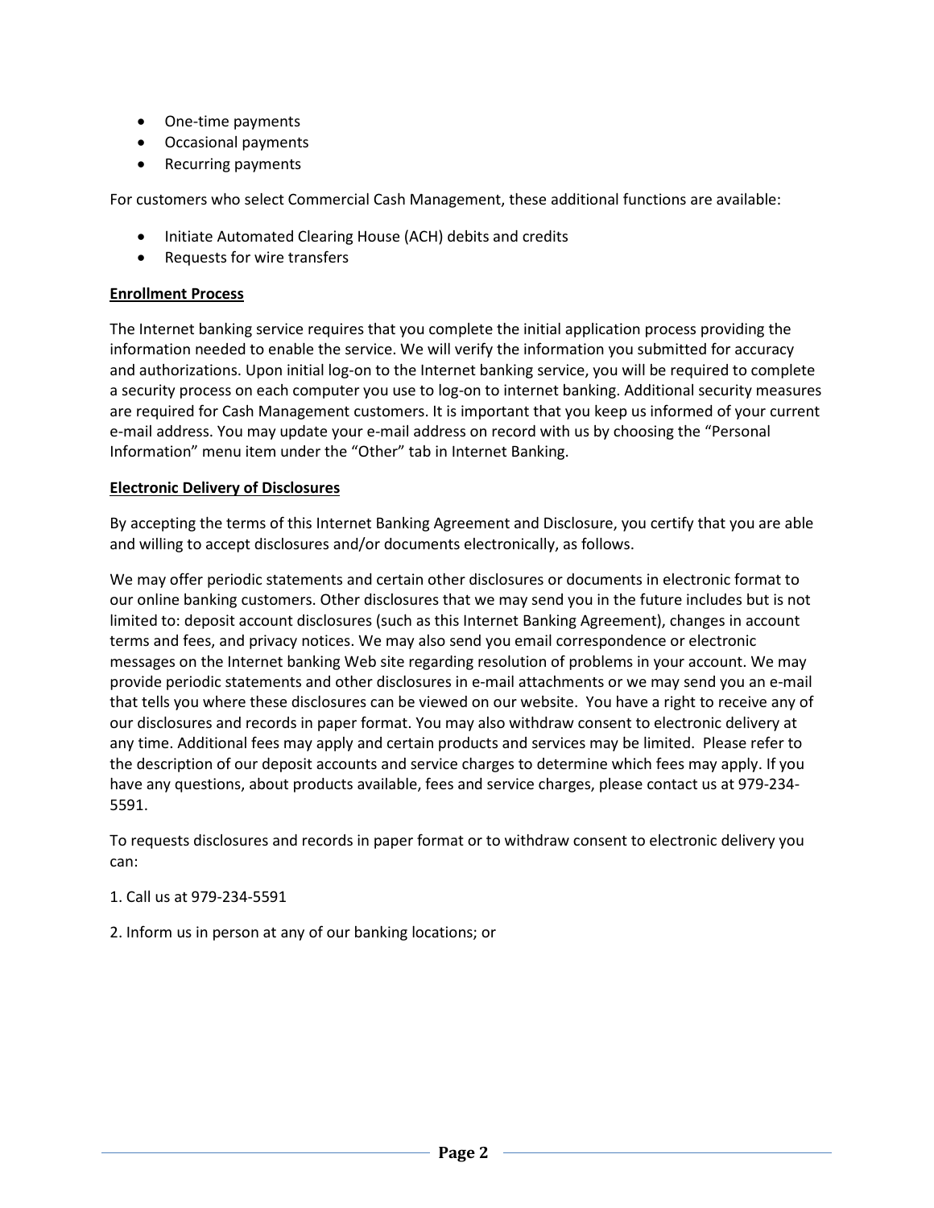- One-time payments
- Occasional payments
- Recurring payments

For customers who select Commercial Cash Management, these additional functions are available:

- Initiate Automated Clearing House (ACH) debits and credits
- Requests for wire transfers

**Enrollment Process**

The Internet banking service requires that you complete the initial application process providing the information needed to enable the service. We will verify the information you submitted for accuracy and authorizations. Upon initial log-on to the Internet banking service, you will be required to complete a security process on each computer you use to log-on to internet banking. Additional security measures are required for Cash Management customers. It is important that you keep us informed of your current e-mail address. You may update your e-mail address on record with us by choosing the "Personal Information" menu item under the "Other" tab in Internet Banking.

**Electronic Delivery of Disclosures**

By accepting the terms of this Internet Banking Agreement and Disclosure, you certify that you are able and willing to accept disclosures and/or documents electronically, as follows.

We may offer periodic statements and certain other disclosures or documents in electronic format to our online banking customers. Other disclosures that we may send you in the future includes but is not limited to: deposit account disclosures (such as this Internet Banking Agreement), changes in account terms and fees, and privacy notices. We may also send you email correspondence or electronic messages on the Internet banking Web site regarding resolution of problems in your account. We may provide periodic statements and other disclosures in e-mail attachments or we may send you an e-mail that tells you where these disclosures can be viewed on our website. You have a right to receive any of our disclosures and records in paper format. You may also withdraw consent to electronic delivery at any time. Additional fees may apply and certain products and services may be limited. Please refer to the description of our deposit accounts and service charges to determine which fees may apply. If you have any questions, about products available, fees and service charges, please contact us at 979-234-5591.

To requests disclosures and records in paper format or to withdraw consent to electronic delivery you can:

1. Call us at 979-234-5591

2. Inform us in person at any of our banking locations; or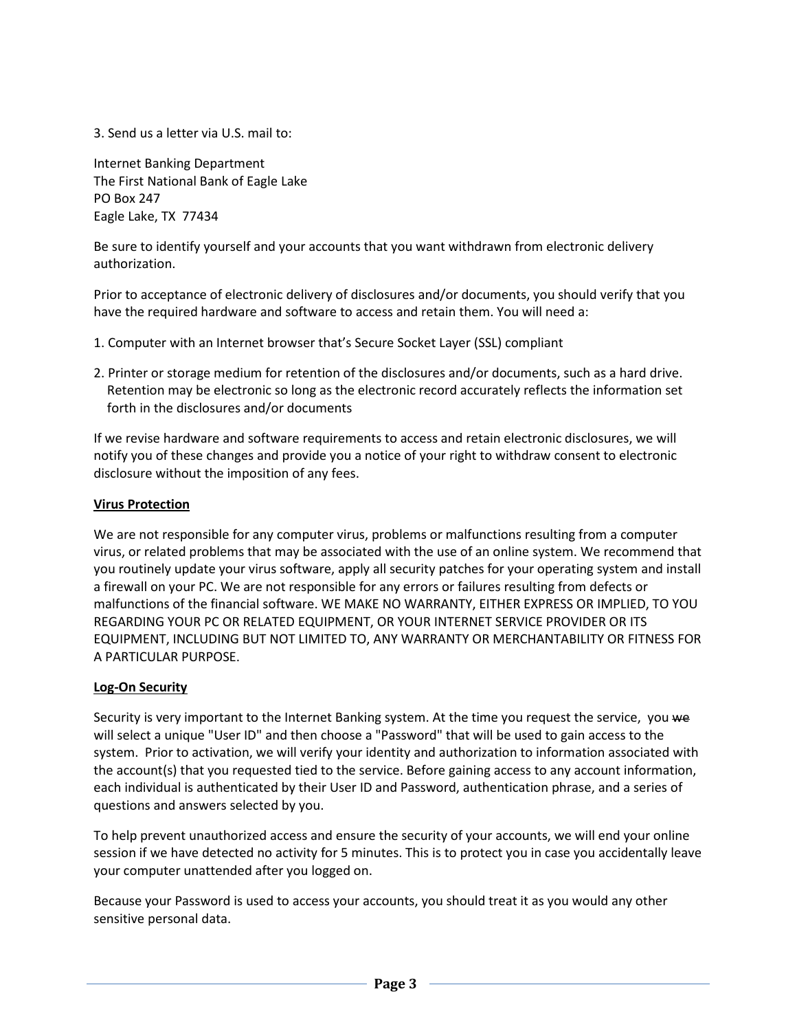3. Send us a letter via U.S. mail to:

Internet Banking Department
The First National Bank of Eagle Lake
PO Box 247
Eagle Lake, TX  77434

Be sure to identify yourself and your accounts that you want withdrawn from electronic delivery authorization.

Prior to acceptance of electronic delivery of disclosures and/or documents, you should verify that you have the required hardware and software to access and retain them. You will need a:

1. Computer with an Internet browser that's Secure Socket Layer (SSL) compliant

2. Printer or storage medium for retention of the disclosures and/or documents, such as a hard drive. Retention may be electronic so long as the electronic record accurately reflects the information set forth in the disclosures and/or documents

If we revise hardware and software requirements to access and retain electronic disclosures, we will notify you of these changes and provide you a notice of your right to withdraw consent to electronic disclosure without the imposition of any fees.

**Virus Protection**

We are not responsible for any computer virus, problems or malfunctions resulting from a computer virus, or related problems that may be associated with the use of an online system. We recommend that you routinely update your virus software, apply all security patches for your operating system and install a firewall on your PC. We are not responsible for any errors or failures resulting from defects or malfunctions of the financial software. WE MAKE NO WARRANTY, EITHER EXPRESS OR IMPLIED, TO YOU REGARDING YOUR PC OR RELATED EQUIPMENT, OR YOUR INTERNET SERVICE PROVIDER OR ITS EQUIPMENT, INCLUDING BUT NOT LIMITED TO, ANY WARRANTY OR MERCHANTABILITY OR FITNESS FOR A PARTICULAR PURPOSE.

**Log-On Security**

Security is very important to the Internet Banking system. At the time you request the service, you ~~we~~ will select a unique "User ID" and then choose a "Password" that will be used to gain access to the system. Prior to activation, we will verify your identity and authorization to information associated with the account(s) that you requested tied to the service. Before gaining access to any account information, each individual is authenticated by their User ID and Password, authentication phrase, and a series of questions and answers selected by you.

To help prevent unauthorized access and ensure the security of your accounts, we will end your online session if we have detected no activity for 5 minutes. This is to protect you in case you accidentally leave your computer unattended after you logged on.

Because your Password is used to access your accounts, you should treat it as you would any other sensitive personal data.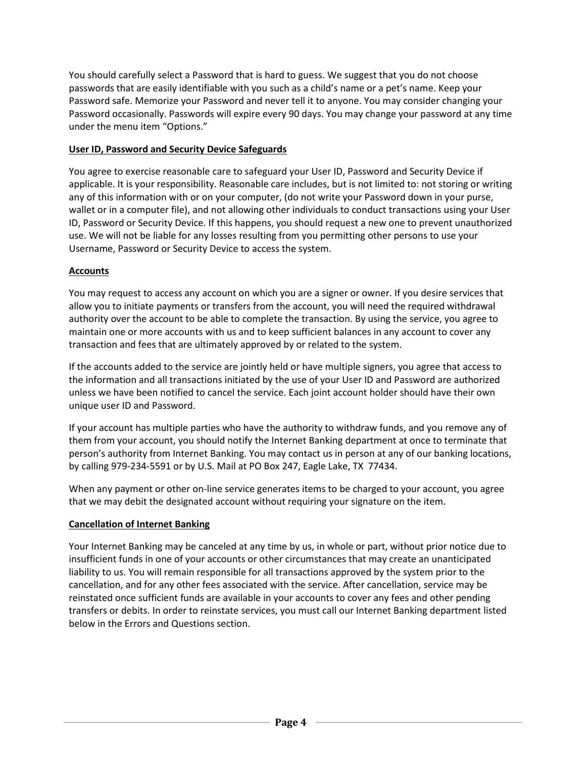You should carefully select a Password that is hard to guess. We suggest that you do not choose passwords that are easily identifiable with you such as a child's name or a pet's name. Keep your Password safe. Memorize your Password and never tell it to anyone. You may consider changing your Password occasionally. Passwords will expire every 90 days. You may change your password at any time under the menu item "Options."

**User ID, Password and Security Device Safeguards**

You agree to exercise reasonable care to safeguard your User ID, Password and Security Device if applicable. It is your responsibility. Reasonable care includes, but is not limited to: not storing or writing any of this information with or on your computer, (do not write your Password down in your purse, wallet or in a computer file), and not allowing other individuals to conduct transactions using your User ID, Password or Security Device. If this happens, you should request a new one to prevent unauthorized use. We will not be liable for any losses resulting from you permitting other persons to use your Username, Password or Security Device to access the system.

**Accounts**

You may request to access any account on which you are a signer or owner. If you desire services that allow you to initiate payments or transfers from the account, you will need the required withdrawal authority over the account to be able to complete the transaction. By using the service, you agree to maintain one or more accounts with us and to keep sufficient balances in any account to cover any transaction and fees that are ultimately approved by or related to the system.

If the accounts added to the service are jointly held or have multiple signers, you agree that access to the information and all transactions initiated by the use of your User ID and Password are authorized unless we have been notified to cancel the service. Each joint account holder should have their own unique user ID and Password.

If your account has multiple parties who have the authority to withdraw funds, and you remove any of them from your account, you should notify the Internet Banking department at once to terminate that person's authority from Internet Banking. You may contact us in person at any of our banking locations, by calling 979-234-5591 or by U.S. Mail at PO Box 247, Eagle Lake, TX 77434.

When any payment or other on-line service generates items to be charged to your account, you agree that we may debit the designated account without requiring your signature on the item.

**Cancellation of Internet Banking**

Your Internet Banking may be canceled at any time by us, in whole or part, without prior notice due to insufficient funds in one of your accounts or other circumstances that may create an unanticipated liability to us. You will remain responsible for all transactions approved by the system prior to the cancellation, and for any other fees associated with the service. After cancellation, service may be reinstated once sufficient funds are available in your accounts to cover any fees and other pending transfers or debits. In order to reinstate services, you must call our Internet Banking department listed below in the Errors and Questions section.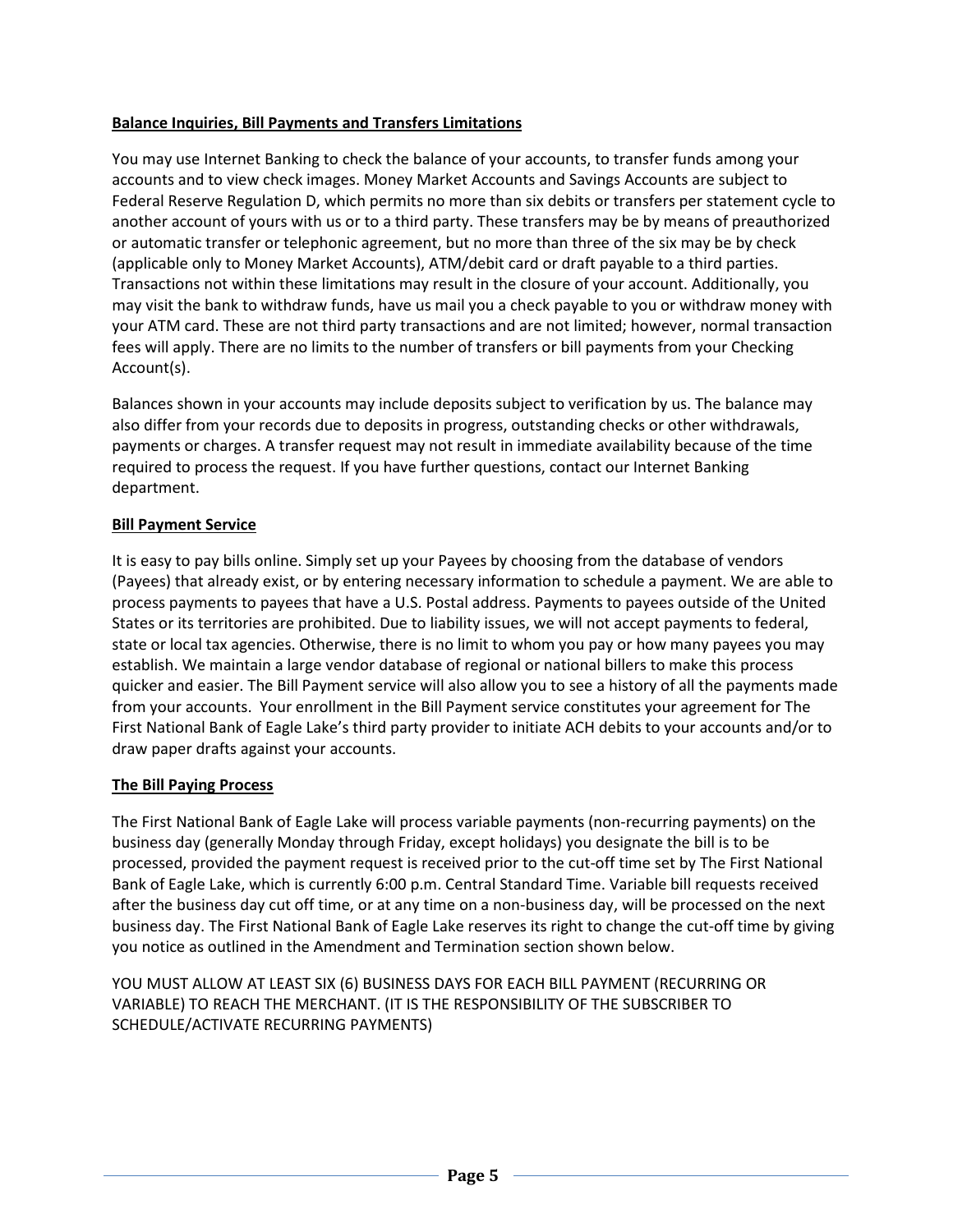**Balance Inquiries, Bill Payments and Transfers Limitations**

You may use Internet Banking to check the balance of your accounts, to transfer funds among your accounts and to view check images. Money Market Accounts and Savings Accounts are subject to Federal Reserve Regulation D, which permits no more than six debits or transfers per statement cycle to another account of yours with us or to a third party. These transfers may be by means of preauthorized or automatic transfer or telephonic agreement, but no more than three of the six may be by check (applicable only to Money Market Accounts), ATM/debit card or draft payable to a third parties. Transactions not within these limitations may result in the closure of your account. Additionally, you may visit the bank to withdraw funds, have us mail you a check payable to you or withdraw money with your ATM card. These are not third party transactions and are not limited; however, normal transaction fees will apply. There are no limits to the number of transfers or bill payments from your Checking Account(s).

Balances shown in your accounts may include deposits subject to verification by us. The balance may also differ from your records due to deposits in progress, outstanding checks or other withdrawals, payments or charges. A transfer request may not result in immediate availability because of the time required to process the request. If you have further questions, contact our Internet Banking department.

**Bill Payment Service**

It is easy to pay bills online. Simply set up your Payees by choosing from the database of vendors (Payees) that already exist, or by entering necessary information to schedule a payment. We are able to process payments to payees that have a U.S. Postal address. Payments to payees outside of the United States or its territories are prohibited. Due to liability issues, we will not accept payments to federal, state or local tax agencies. Otherwise, there is no limit to whom you pay or how many payees you may establish. We maintain a large vendor database of regional or national billers to make this process quicker and easier. The Bill Payment service will also allow you to see a history of all the payments made from your accounts. Your enrollment in the Bill Payment service constitutes your agreement for The First National Bank of Eagle Lake's third party provider to initiate ACH debits to your accounts and/or to draw paper drafts against your accounts.

**The Bill Paying Process**

The First National Bank of Eagle Lake will process variable payments (non-recurring payments) on the business day (generally Monday through Friday, except holidays) you designate the bill is to be processed, provided the payment request is received prior to the cut-off time set by The First National Bank of Eagle Lake, which is currently 6:00 p.m. Central Standard Time. Variable bill requests received after the business day cut off time, or at any time on a non-business day, will be processed on the next business day. The First National Bank of Eagle Lake reserves its right to change the cut-off time by giving you notice as outlined in the Amendment and Termination section shown below.

YOU MUST ALLOW AT LEAST SIX (6) BUSINESS DAYS FOR EACH BILL PAYMENT (RECURRING OR VARIABLE) TO REACH THE MERCHANT. (IT IS THE RESPONSIBILITY OF THE SUBSCRIBER TO SCHEDULE/ACTIVATE RECURRING PAYMENTS)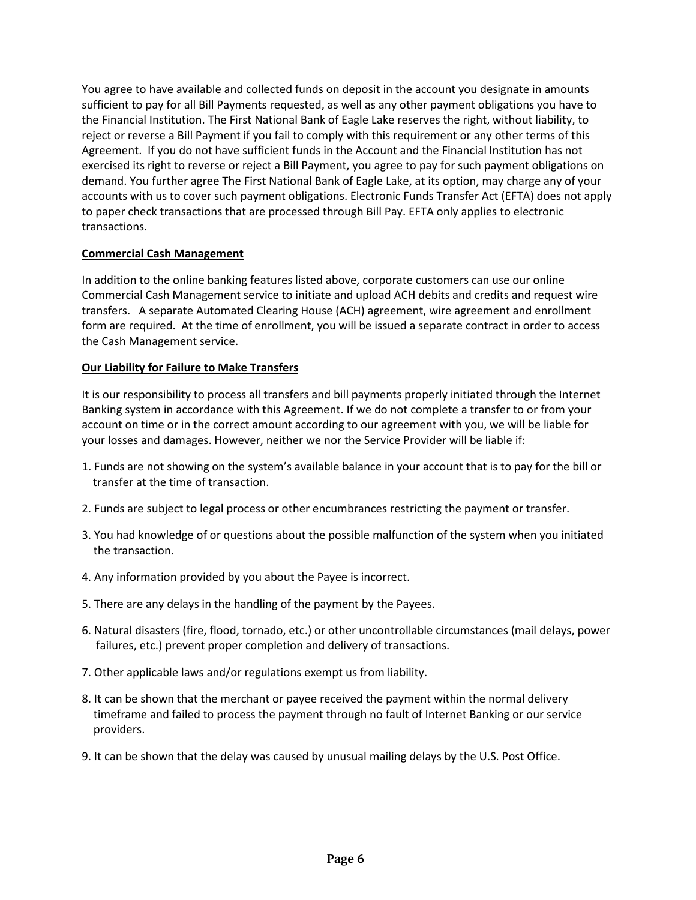You agree to have available and collected funds on deposit in the account you designate in amounts sufficient to pay for all Bill Payments requested, as well as any other payment obligations you have to the Financial Institution. The First National Bank of Eagle Lake reserves the right, without liability, to reject or reverse a Bill Payment if you fail to comply with this requirement or any other terms of this Agreement. If you do not have sufficient funds in the Account and the Financial Institution has not exercised its right to reverse or reject a Bill Payment, you agree to pay for such payment obligations on demand. You further agree The First National Bank of Eagle Lake, at its option, may charge any of your accounts with us to cover such payment obligations. Electronic Funds Transfer Act (EFTA) does not apply to paper check transactions that are processed through Bill Pay. EFTA only applies to electronic transactions.

**Commercial Cash Management**

In addition to the online banking features listed above, corporate customers can use our online Commercial Cash Management service to initiate and upload ACH debits and credits and request wire transfers. A separate Automated Clearing House (ACH) agreement, wire agreement and enrollment form are required. At the time of enrollment, you will be issued a separate contract in order to access the Cash Management service.

**Our Liability for Failure to Make Transfers**

It is our responsibility to process all transfers and bill payments properly initiated through the Internet Banking system in accordance with this Agreement. If we do not complete a transfer to or from your account on time or in the correct amount according to our agreement with you, we will be liable for your losses and damages. However, neither we nor the Service Provider will be liable if:

1. Funds are not showing on the system's available balance in your account that is to pay for the bill or transfer at the time of transaction.
2. Funds are subject to legal process or other encumbrances restricting the payment or transfer.
3. You had knowledge of or questions about the possible malfunction of the system when you initiated the transaction.
4. Any information provided by you about the Payee is incorrect.
5. There are any delays in the handling of the payment by the Payees.
6. Natural disasters (fire, flood, tornado, etc.) or other uncontrollable circumstances (mail delays, power failures, etc.) prevent proper completion and delivery of transactions.
7. Other applicable laws and/or regulations exempt us from liability.
8. It can be shown that the merchant or payee received the payment within the normal delivery timeframe and failed to process the payment through no fault of Internet Banking or our service providers.
9. It can be shown that the delay was caused by unusual mailing delays by the U.S. Post Office.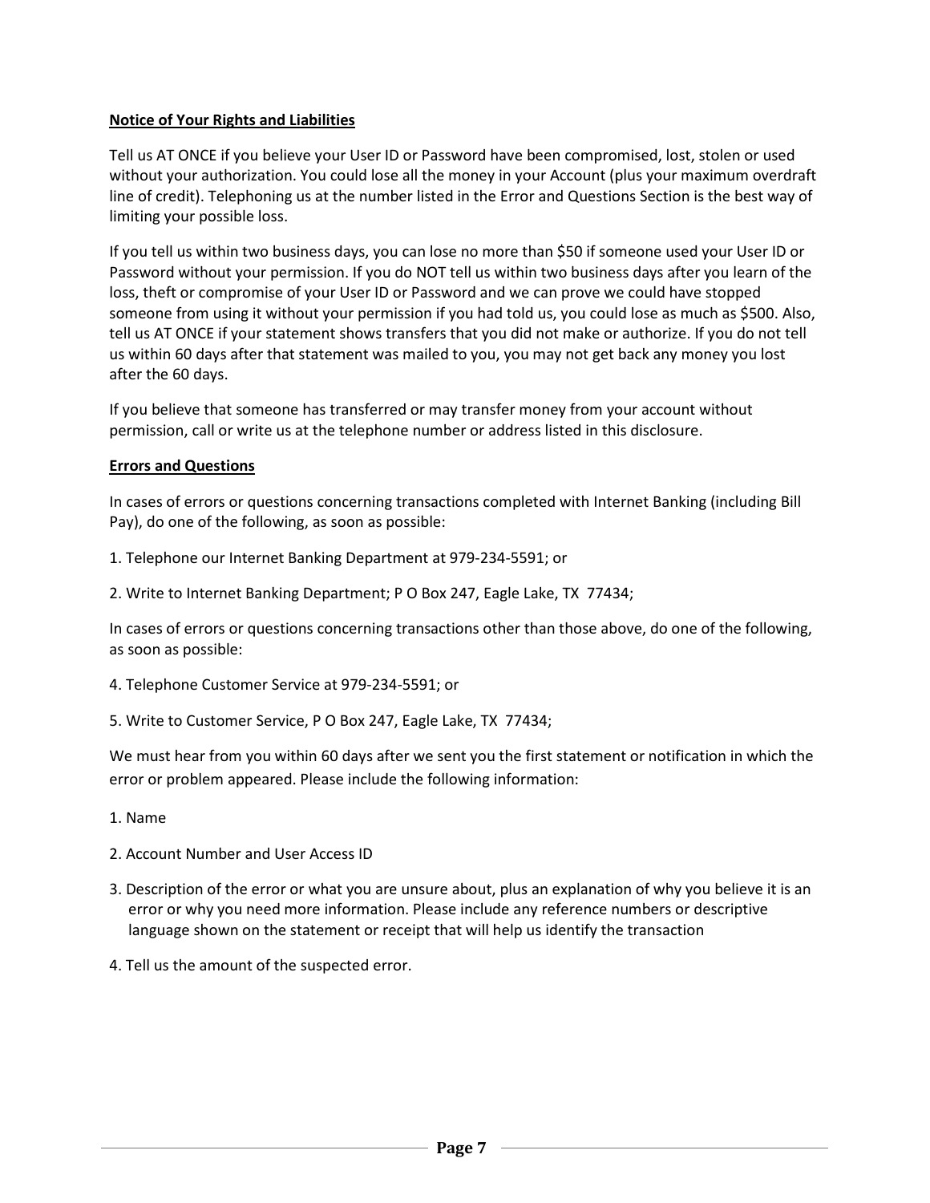**Notice of Your Rights and Liabilities**

Tell us AT ONCE if you believe your User ID or Password have been compromised, lost, stolen or used without your authorization. You could lose all the money in your Account (plus your maximum overdraft line of credit). Telephoning us at the number listed in the Error and Questions Section is the best way of limiting your possible loss.

If you tell us within two business days, you can lose no more than $50 if someone used your User ID or Password without your permission. If you do NOT tell us within two business days after you learn of the loss, theft or compromise of your User ID or Password and we can prove we could have stopped someone from using it without your permission if you had told us, you could lose as much as $500. Also, tell us AT ONCE if your statement shows transfers that you did not make or authorize. If you do not tell us within 60 days after that statement was mailed to you, you may not get back any money you lost after the 60 days.

If you believe that someone has transferred or may transfer money from your account without permission, call or write us at the telephone number or address listed in this disclosure.

**Errors and Questions**

In cases of errors or questions concerning transactions completed with Internet Banking (including Bill Pay), do one of the following, as soon as possible:

1. Telephone our Internet Banking Department at 979-234-5591; or

2. Write to Internet Banking Department; P O Box 247, Eagle Lake, TX 77434;

In cases of errors or questions concerning transactions other than those above, do one of the following, as soon as possible:

4. Telephone Customer Service at 979-234-5591; or

5. Write to Customer Service, P O Box 247, Eagle Lake, TX 77434;

We must hear from you within 60 days after we sent you the first statement or notification in which the error or problem appeared. Please include the following information:

1. Name

2. Account Number and User Access ID

3. Description of the error or what you are unsure about, plus an explanation of why you believe it is an error or why you need more information. Please include any reference numbers or descriptive language shown on the statement or receipt that will help us identify the transaction

4. Tell us the amount of the suspected error.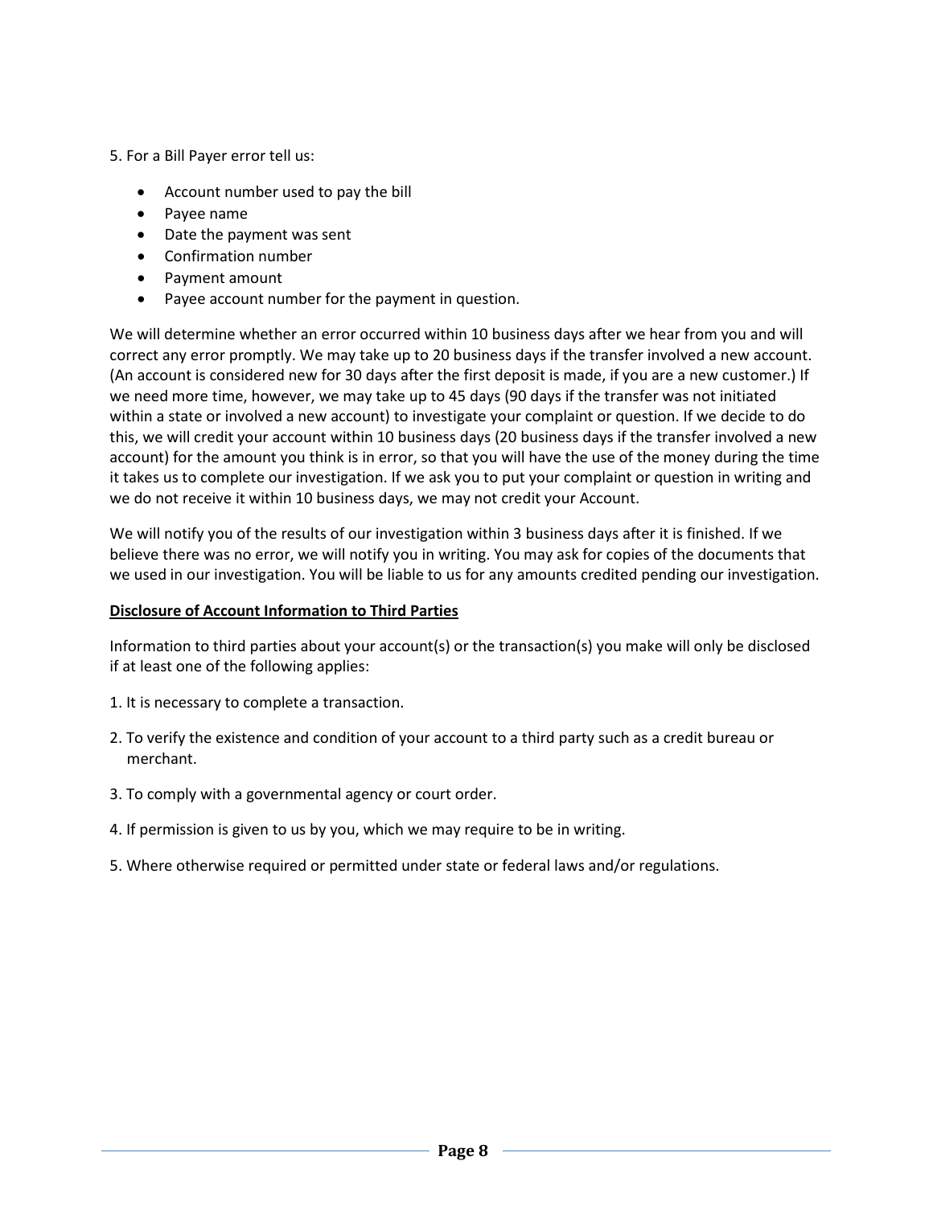5. For a Bill Payer error tell us:

- Account number used to pay the bill
- Payee name
- Date the payment was sent
- Confirmation number
- Payment amount
- Payee account number for the payment in question.

We will determine whether an error occurred within 10 business days after we hear from you and will correct any error promptly. We may take up to 20 business days if the transfer involved a new account. (An account is considered new for 30 days after the first deposit is made, if you are a new customer.) If we need more time, however, we may take up to 45 days (90 days if the transfer was not initiated within a state or involved a new account) to investigate your complaint or question. If we decide to do this, we will credit your account within 10 business days (20 business days if the transfer involved a new account) for the amount you think is in error, so that you will have the use of the money during the time it takes us to complete our investigation. If we ask you to put your complaint or question in writing and we do not receive it within 10 business days, we may not credit your Account.

We will notify you of the results of our investigation within 3 business days after it is finished. If we believe there was no error, we will notify you in writing. You may ask for copies of the documents that we used in our investigation. You will be liable to us for any amounts credited pending our investigation.

**Disclosure of Account Information to Third Parties**

Information to third parties about your account(s) or the transaction(s) you make will only be disclosed if at least one of the following applies:

1. It is necessary to complete a transaction.
2. To verify the existence and condition of your account to a third party such as a credit bureau or merchant.
3. To comply with a governmental agency or court order.
4. If permission is given to us by you, which we may require to be in writing.
5. Where otherwise required or permitted under state or federal laws and/or regulations.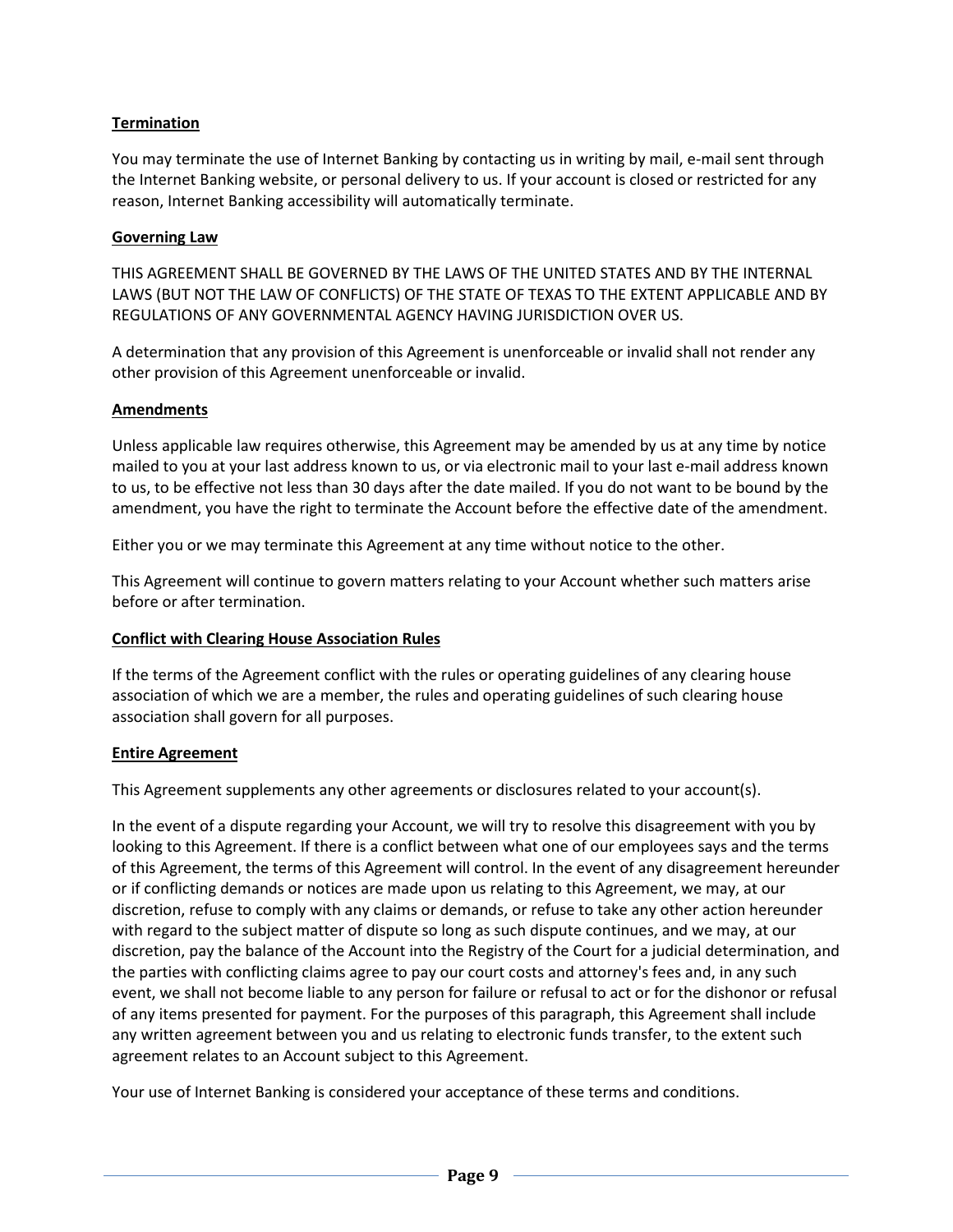**Termination**

You may terminate the use of Internet Banking by contacting us in writing by mail, e-mail sent through the Internet Banking website, or personal delivery to us. If your account is closed or restricted for any reason, Internet Banking accessibility will automatically terminate.

**Governing Law**

THIS AGREEMENT SHALL BE GOVERNED BY THE LAWS OF THE UNITED STATES AND BY THE INTERNAL LAWS (BUT NOT THE LAW OF CONFLICTS) OF THE STATE OF TEXAS TO THE EXTENT APPLICABLE AND BY REGULATIONS OF ANY GOVERNMENTAL AGENCY HAVING JURISDICTION OVER US.

A determination that any provision of this Agreement is unenforceable or invalid shall not render any other provision of this Agreement unenforceable or invalid.

**Amendments**

Unless applicable law requires otherwise, this Agreement may be amended by us at any time by notice mailed to you at your last address known to us, or via electronic mail to your last e-mail address known to us, to be effective not less than 30 days after the date mailed. If you do not want to be bound by the amendment, you have the right to terminate the Account before the effective date of the amendment.

Either you or we may terminate this Agreement at any time without notice to the other.

This Agreement will continue to govern matters relating to your Account whether such matters arise before or after termination.

**Conflict with Clearing House Association Rules**

If the terms of the Agreement conflict with the rules or operating guidelines of any clearing house association of which we are a member, the rules and operating guidelines of such clearing house association shall govern for all purposes.

**Entire Agreement**

This Agreement supplements any other agreements or disclosures related to your account(s).

In the event of a dispute regarding your Account, we will try to resolve this disagreement with you by looking to this Agreement. If there is a conflict between what one of our employees says and the terms of this Agreement, the terms of this Agreement will control. In the event of any disagreement hereunder or if conflicting demands or notices are made upon us relating to this Agreement, we may, at our discretion, refuse to comply with any claims or demands, or refuse to take any other action hereunder with regard to the subject matter of dispute so long as such dispute continues, and we may, at our discretion, pay the balance of the Account into the Registry of the Court for a judicial determination, and the parties with conflicting claims agree to pay our court costs and attorney's fees and, in any such event, we shall not become liable to any person for failure or refusal to act or for the dishonor or refusal of any items presented for payment. For the purposes of this paragraph, this Agreement shall include any written agreement between you and us relating to electronic funds transfer, to the extent such agreement relates to an Account subject to this Agreement.

Your use of Internet Banking is considered your acceptance of these terms and conditions.